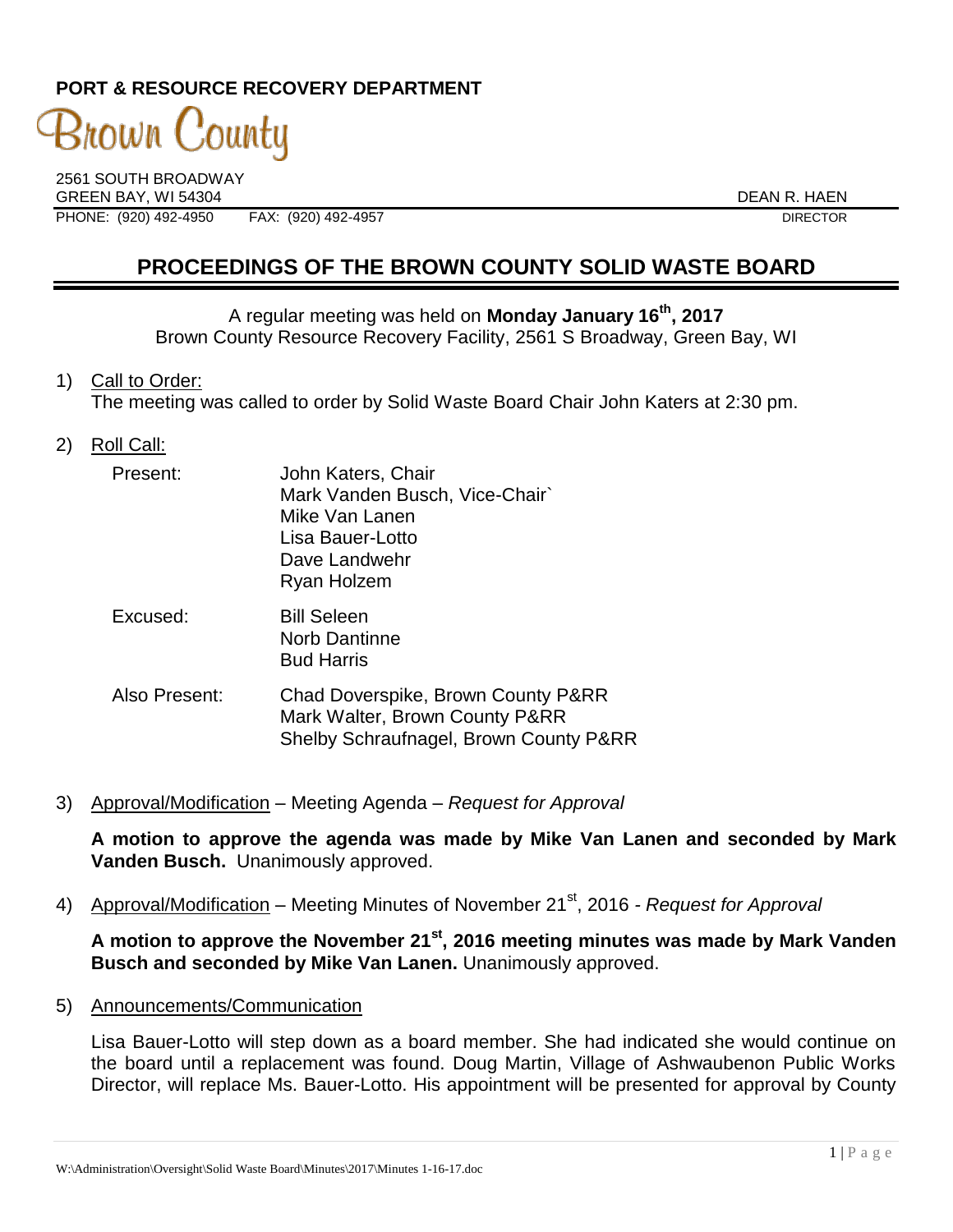**PORT & RESOURCE RECOVERY DEPARTMENT**

Brown County

2561 SOUTH BROADWAY
GREEN BAY, WI 54304
PHONE: (920) 492-4950 FAX: (920) 492-4957

DEAN R. HAEN
DIRECTOR

# PROCEEDINGS OF THE BROWN COUNTY SOLID WASTE BOARD

A regular meeting was held on **Monday January 16th, 2017**
Brown County Resource Recovery Facility, 2561 S Broadway, Green Bay, WI

1) Call to Order:
The meeting was called to order by Solid Waste Board Chair John Katers at 2:30 pm.

2) Roll Call:

Present:
John Katers, Chair
Mark Vanden Busch, Vice-Chair`
Mike Van Lanen
Lisa Bauer-Lotto
Dave Landwehr
Ryan Holzem

Excused:
Bill Seleen
Norb Dantinne
Bud Harris

Also Present:
Chad Doverspike, Brown County P&RR
Mark Walter, Brown County P&RR
Shelby Schraufnagel, Brown County P&RR

3) Approval/Modification – Meeting Agenda – *Request for Approval*

**A motion to approve the agenda was made by Mike Van Lanen and seconded by Mark Vanden Busch.** Unanimously approved.

4) Approval/Modification – Meeting Minutes of November 21st, 2016 - *Request for Approval*

**A motion to approve the November 21st, 2016 meeting minutes was made by Mark Vanden Busch and seconded by Mike Van Lanen.** Unanimously approved.

5) Announcements/Communication

Lisa Bauer-Lotto will step down as a board member. She had indicated she would continue on the board until a replacement was found. Doug Martin, Village of Ashwaubenon Public Works Director, will replace Ms. Bauer-Lotto. His appointment will be presented for approval by County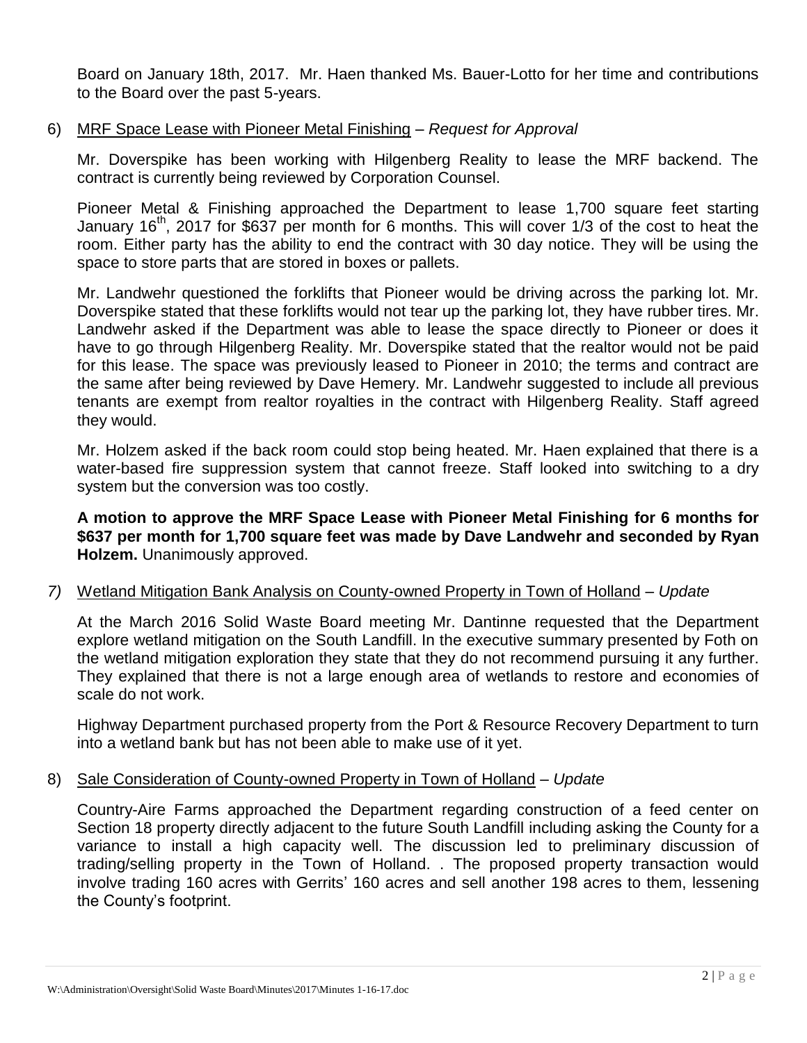Board on January 18th, 2017. Mr. Haen thanked Ms. Bauer-Lotto for her time and contributions to the Board over the past 5-years.

6) <u>MRF Space Lease with Pioneer Metal Finishing</u> – *Request for Approval*

   Mr. Doverspike has been working with Hilgenberg Reality to lease the MRF backend. The contract is currently being reviewed by Corporation Counsel.

   Pioneer Metal & Finishing approached the Department to lease 1,700 square feet starting January 16th, 2017 for $637 per month for 6 months. This will cover 1/3 of the cost to heat the room. Either party has the ability to end the contract with 30 day notice. They will be using the space to store parts that are stored in boxes or pallets.

   Mr. Landwehr questioned the forklifts that Pioneer would be driving across the parking lot. Mr. Doverspike stated that these forklifts would not tear up the parking lot, they have rubber tires. Mr. Landwehr asked if the Department was able to lease the space directly to Pioneer or does it have to go through Hilgenberg Reality. Mr. Doverspike stated that the realtor would not be paid for this lease. The space was previously leased to Pioneer in 2010; the terms and contract are the same after being reviewed by Dave Hemery. Mr. Landwehr suggested to include all previous tenants are exempt from realtor royalties in the contract with Hilgenberg Reality. Staff agreed they would.

   Mr. Holzem asked if the back room could stop being heated. Mr. Haen explained that there is a water-based fire suppression system that cannot freeze. Staff looked into switching to a dry system but the conversion was too costly.

   **A motion to approve the MRF Space Lease with Pioneer Metal Finishing for 6 months for $637 per month for 1,700 square feet was made by Dave Landwehr and seconded by Ryan Holzem.** Unanimously approved.

*7)* <u>Wetland Mitigation Bank Analysis on County-owned Property in Town of Holland</u> – *Update*

   At the March 2016 Solid Waste Board meeting Mr. Dantinne requested that the Department explore wetland mitigation on the South Landfill. In the executive summary presented by Foth on the wetland mitigation exploration they state that they do not recommend pursuing it any further. They explained that there is not a large enough area of wetlands to restore and economies of scale do not work.

   Highway Department purchased property from the Port & Resource Recovery Department to turn into a wetland bank but has not been able to make use of it yet.

8) <u>Sale Consideration of County-owned Property in Town of Holland</u> – *Update*

   Country-Aire Farms approached the Department regarding construction of a feed center on Section 18 property directly adjacent to the future South Landfill including asking the County for a variance to install a high capacity well. The discussion led to preliminary discussion of trading/selling property in the Town of Holland. . The proposed property transaction would involve trading 160 acres with Gerrits' 160 acres and sell another 198 acres to them, lessening the County's footprint.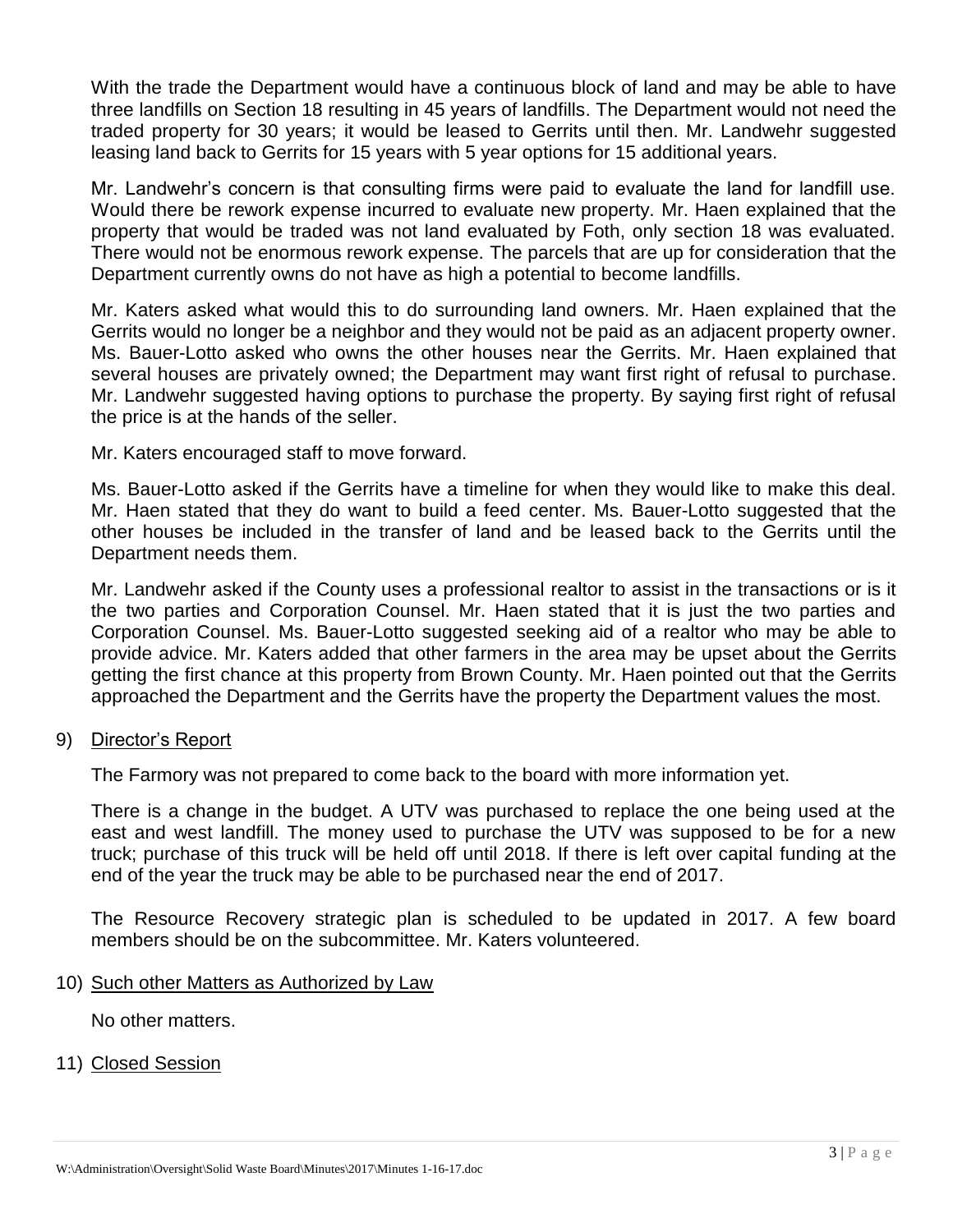With the trade the Department would have a continuous block of land and may be able to have three landfills on Section 18 resulting in 45 years of landfills. The Department would not need the traded property for 30 years; it would be leased to Gerrits until then. Mr. Landwehr suggested leasing land back to Gerrits for 15 years with 5 year options for 15 additional years.

Mr. Landwehr's concern is that consulting firms were paid to evaluate the land for landfill use. Would there be rework expense incurred to evaluate new property. Mr. Haen explained that the property that would be traded was not land evaluated by Foth, only section 18 was evaluated. There would not be enormous rework expense. The parcels that are up for consideration that the Department currently owns do not have as high a potential to become landfills.

Mr. Katers asked what would this to do surrounding land owners. Mr. Haen explained that the Gerrits would no longer be a neighbor and they would not be paid as an adjacent property owner. Ms. Bauer-Lotto asked who owns the other houses near the Gerrits. Mr. Haen explained that several houses are privately owned; the Department may want first right of refusal to purchase. Mr. Landwehr suggested having options to purchase the property. By saying first right of refusal the price is at the hands of the seller.

Mr. Katers encouraged staff to move forward.

Ms. Bauer-Lotto asked if the Gerrits have a timeline for when they would like to make this deal. Mr. Haen stated that they do want to build a feed center. Ms. Bauer-Lotto suggested that the other houses be included in the transfer of land and be leased back to the Gerrits until the Department needs them.

Mr. Landwehr asked if the County uses a professional realtor to assist in the transactions or is it the two parties and Corporation Counsel. Mr. Haen stated that it is just the two parties and Corporation Counsel. Ms. Bauer-Lotto suggested seeking aid of a realtor who may be able to provide advice. Mr. Katers added that other farmers in the area may be upset about the Gerrits getting the first chance at this property from Brown County. Mr. Haen pointed out that the Gerrits approached the Department and the Gerrits have the property the Department values the most.

9) Director's Report

The Farmory was not prepared to come back to the board with more information yet.

There is a change in the budget. A UTV was purchased to replace the one being used at the east and west landfill. The money used to purchase the UTV was supposed to be for a new truck; purchase of this truck will be held off until 2018. If there is left over capital funding at the end of the year the truck may be able to be purchased near the end of 2017.

The Resource Recovery strategic plan is scheduled to be updated in 2017. A few board members should be on the subcommittee. Mr. Katers volunteered.

10) Such other Matters as Authorized by Law

No other matters.

11) Closed Session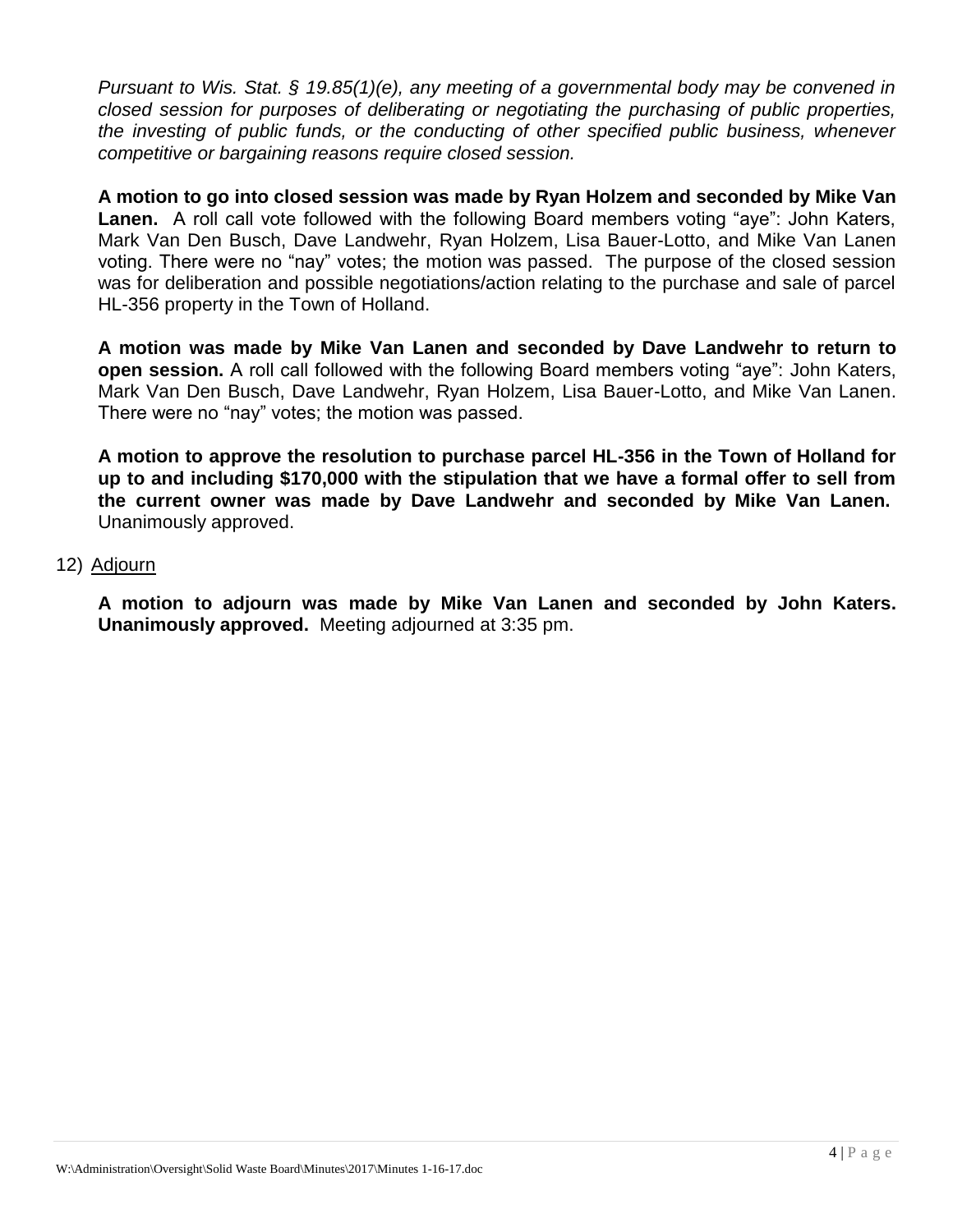*Pursuant to Wis. Stat. § 19.85(1)(e), any meeting of a governmental body may be convened in closed session for purposes of deliberating or negotiating the purchasing of public properties, the investing of public funds, or the conducting of other specified public business, whenever competitive or bargaining reasons require closed session.*

**A motion to go into closed session was made by Ryan Holzem and seconded by Mike Van Lanen.** A roll call vote followed with the following Board members voting "aye": John Katers, Mark Van Den Busch, Dave Landwehr, Ryan Holzem, Lisa Bauer-Lotto, and Mike Van Lanen voting. There were no "nay" votes; the motion was passed. The purpose of the closed session was for deliberation and possible negotiations/action relating to the purchase and sale of parcel HL-356 property in the Town of Holland.

**A motion was made by Mike Van Lanen and seconded by Dave Landwehr to return to open session.** A roll call followed with the following Board members voting "aye": John Katers, Mark Van Den Busch, Dave Landwehr, Ryan Holzem, Lisa Bauer-Lotto, and Mike Van Lanen. There were no "nay" votes; the motion was passed.

**A motion to approve the resolution to purchase parcel HL-356 in the Town of Holland for up to and including $170,000 with the stipulation that we have a formal offer to sell from the current owner was made by Dave Landwehr and seconded by Mike Van Lanen.** Unanimously approved.

12) Adjourn

**A motion to adjourn was made by Mike Van Lanen and seconded by John Katers. Unanimously approved.** Meeting adjourned at 3:35 pm.

W:\Administration\Oversight\Solid Waste Board\Minutes\2017\Minutes 1-16-17.doc